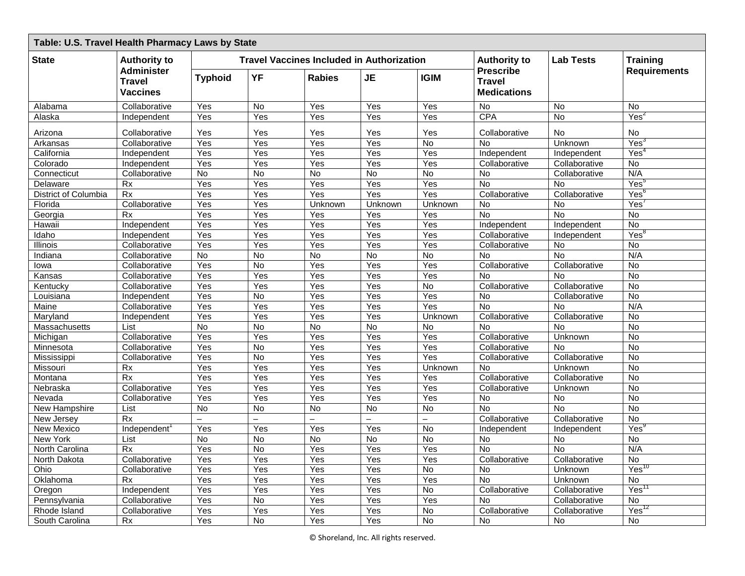**Table: U.S. Travel Health Pharmacy Laws by State**

| State | Authority to Administer Travel Vaccines | Travel Vaccines Included in Authorization | | | | | Authority to Prescribe Travel Medications | Lab Tests | Training Requirements |
|---|---|---|---|---|---|---|---|---|---|
| | | Typhoid | YF | Rabies | JE | IGIM | | | |
| Alabama | Collaborative | Yes | No | Yes | Yes | Yes | No | No | No |
| Alaska | Independent | Yes | Yes | Yes | Yes | Yes | CPA | No | Yes[2] |
| Arizona | Collaborative | Yes | Yes | Yes | Yes | Yes | Collaborative | No | No |
| Arkansas | Collaborative | Yes | Yes | Yes | Yes | No | No | Unknown | Yes[3] |
| California | Independent | Yes | Yes | Yes | Yes | Yes | Independent | Independent | Yes[4] |
| Colorado | Independent | Yes | Yes | Yes | Yes | Yes | Collaborative | Collaborative | No |
| Connecticut | Collaborative | No | No | No | No | No | No | Collaborative | N/A |
| Delaware | Rx | Yes | Yes | Yes | Yes | Yes | No | No | Yes[5] |
| District of Columbia | Rx | Yes | Yes | Yes | Yes | Yes | Collaborative | Collaborative | Yes[6] |
| Florida | Collaborative | Yes | Yes | Unknown | Unknown | Unknown | No | No | Yes[7] |
| Georgia | Rx | Yes | Yes | Yes | Yes | Yes | No | No | No |
| Hawaii | Independent | Yes | Yes | Yes | Yes | Yes | Independent | Independent | No |
| Idaho | Independent | Yes | Yes | Yes | Yes | Yes | Collaborative | Independent | Yes[8] |
| Illinois | Collaborative | Yes | Yes | Yes | Yes | Yes | Collaborative | No | No |
| Indiana | Collaborative | No | No | No | No | No | No | No | N/A |
| Iowa | Collaborative | Yes | No | Yes | Yes | Yes | Collaborative | Collaborative | No |
| Kansas | Collaborative | Yes | Yes | Yes | Yes | Yes | No | No | No |
| Kentucky | Collaborative | Yes | Yes | Yes | Yes | No | Collaborative | Collaborative | No |
| Louisiana | Independent | Yes | No | Yes | Yes | Yes | No | Collaborative | No |
| Maine | Collaborative | Yes | Yes | Yes | Yes | Yes | No | No | N/A |
| Maryland | Independent | Yes | Yes | Yes | Yes | Unknown | Collaborative | Collaborative | No |
| Massachusetts | List | No | No | No | No | No | No | No | No |
| Michigan | Collaborative | Yes | Yes | Yes | Yes | Yes | Collaborative | Unknown | No |
| Minnesota | Collaborative | Yes | No | Yes | Yes | Yes | Collaborative | No | No |
| Mississippi | Collaborative | Yes | No | Yes | Yes | Yes | Collaborative | Collaborative | No |
| Missouri | Rx | Yes | Yes | Yes | Yes | Unknown | No | Unknown | No |
| Montana | Rx | Yes | Yes | Yes | Yes | Yes | Collaborative | Collaborative | No |
| Nebraska | Collaborative | Yes | Yes | Yes | Yes | Yes | Collaborative | Unknown | No |
| Nevada | Collaborative | Yes | Yes | Yes | Yes | Yes | No | No | No |
| New Hampshire | List | No | No | No | No | No | No | No | No |
| New Jersey | Rx | – | – | – | – | – | Collaborative | Collaborative | No |
| New Mexico | Independent[1] | Yes | Yes | Yes | Yes | No | Independent | Independent | Yes[9] |
| New York | List | No | No | No | No | No | No | No | No |
| North Carolina | Rx | Yes | No | Yes | Yes | Yes | No | No | N/A |
| North Dakota | Collaborative | Yes | Yes | Yes | Yes | Yes | Collaborative | Collaborative | No |
| Ohio | Collaborative | Yes | Yes | Yes | Yes | No | No | Unknown | Yes[10] |
| Oklahoma | Rx | Yes | Yes | Yes | Yes | Yes | No | Unknown | No |
| Oregon | Independent | Yes | Yes | Yes | Yes | No | Collaborative | Collaborative | Yes[11] |
| Pennsylvania | Collaborative | Yes | No | Yes | Yes | Yes | No | Collaborative | No |
| Rhode Island | Collaborative | Yes | Yes | Yes | Yes | No | Collaborative | Collaborative | Yes[12] |
| South Carolina | Rx | Yes | No | Yes | Yes | No | No | No | No |

© Shoreland, Inc. All rights reserved.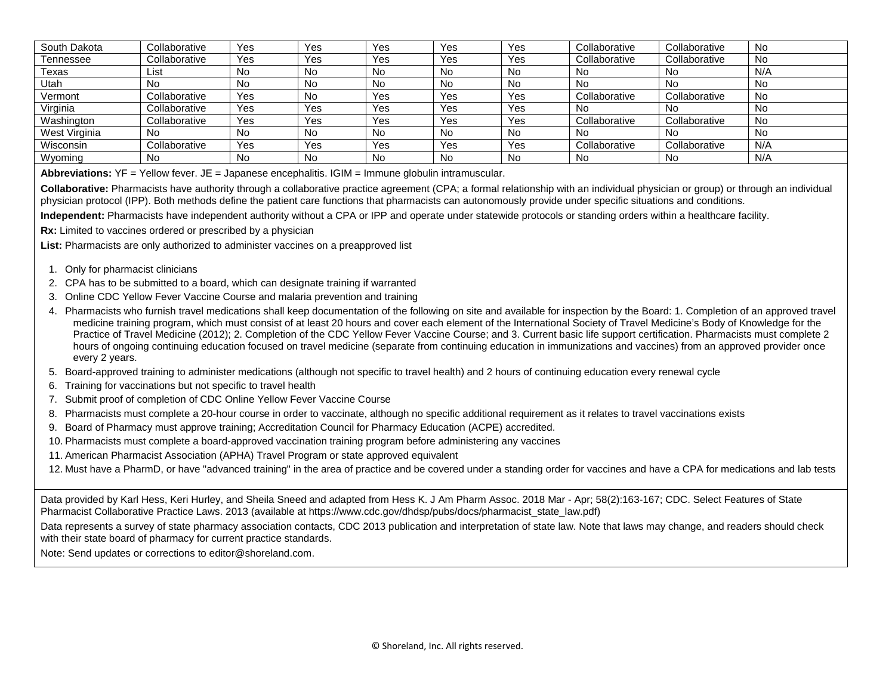| | | | | | | | | | |
|---|---|---|---|---|---|---|---|---|---|
| South Dakota | Collaborative | Yes | Yes | Yes | Yes | Yes | Collaborative | Collaborative | No |
| Tennessee | Collaborative | Yes | Yes | Yes | Yes | Yes | Collaborative | Collaborative | No |
| Texas | List | No | No | No | No | No | No | No | N/A |
| Utah | No | No | No | No | No | No | No | No | No |
| Vermont | Collaborative | Yes | No | Yes | Yes | Yes | Collaborative | Collaborative | No |
| Virginia | Collaborative | Yes | Yes | Yes | Yes | Yes | No | No | No |
| Washington | Collaborative | Yes | Yes | Yes | Yes | Yes | Collaborative | Collaborative | No |
| West Virginia | No | No | No | No | No | No | No | No | No |
| Wisconsin | Collaborative | Yes | Yes | Yes | Yes | Yes | Collaborative | Collaborative | N/A |
| Wyoming | No | No | No | No | No | No | No | No | N/A |

**Abbreviations:** YF = Yellow fever. JE = Japanese encephalitis. IGIM = Immune globulin intramuscular.

**Collaborative:** Pharmacists have authority through a collaborative practice agreement (CPA; a formal relationship with an individual physician or group) or through an individual physician protocol (IPP). Both methods define the patient care functions that pharmacists can autonomously provide under specific situations and conditions.

**Independent:** Pharmacists have independent authority without a CPA or IPP and operate under statewide protocols or standing orders within a healthcare facility.

**Rx:** Limited to vaccines ordered or prescribed by a physician

**List:** Pharmacists are only authorized to administer vaccines on a preapproved list

1. Only for pharmacist clinicians
2. CPA has to be submitted to a board, which can designate training if warranted
3. Online CDC Yellow Fever Vaccine Course and malaria prevention and training
4. Pharmacists who furnish travel medications shall keep documentation of the following on site and available for inspection by the Board: 1. Completion of an approved travel medicine training program, which must consist of at least 20 hours and cover each element of the International Society of Travel Medicine's Body of Knowledge for the Practice of Travel Medicine (2012); 2. Completion of the CDC Yellow Fever Vaccine Course; and 3. Current basic life support certification. Pharmacists must complete 2 hours of ongoing continuing education focused on travel medicine (separate from continuing education in immunizations and vaccines) from an approved provider once every 2 years.
5. Board-approved training to administer medications (although not specific to travel health) and 2 hours of continuing education every renewal cycle
6. Training for vaccinations but not specific to travel health
7. Submit proof of completion of CDC Online Yellow Fever Vaccine Course
8. Pharmacists must complete a 20-hour course in order to vaccinate, although no specific additional requirement as it relates to travel vaccinations exists
9. Board of Pharmacy must approve training; Accreditation Council for Pharmacy Education (ACPE) accredited.
10. Pharmacists must complete a board-approved vaccination training program before administering any vaccines
11. American Pharmacist Association (APHA) Travel Program or state approved equivalent
12. Must have a PharmD, or have "advanced training" in the area of practice and be covered under a standing order for vaccines and have a CPA for medications and lab tests

Data provided by Karl Hess, Keri Hurley, and Sheila Sneed and adapted from Hess K. J Am Pharm Assoc. 2018 Mar - Apr; 58(2):163-167; CDC. Select Features of State Pharmacist Collaborative Practice Laws. 2013 (available at https://www.cdc.gov/dhdsp/pubs/docs/pharmacist_state_law.pdf)

Data represents a survey of state pharmacy association contacts, CDC 2013 publication and interpretation of state law. Note that laws may change, and readers should check with their state board of pharmacy for current practice standards.

Note: Send updates or corrections to editor@shoreland.com.

© Shoreland, Inc. All rights reserved.